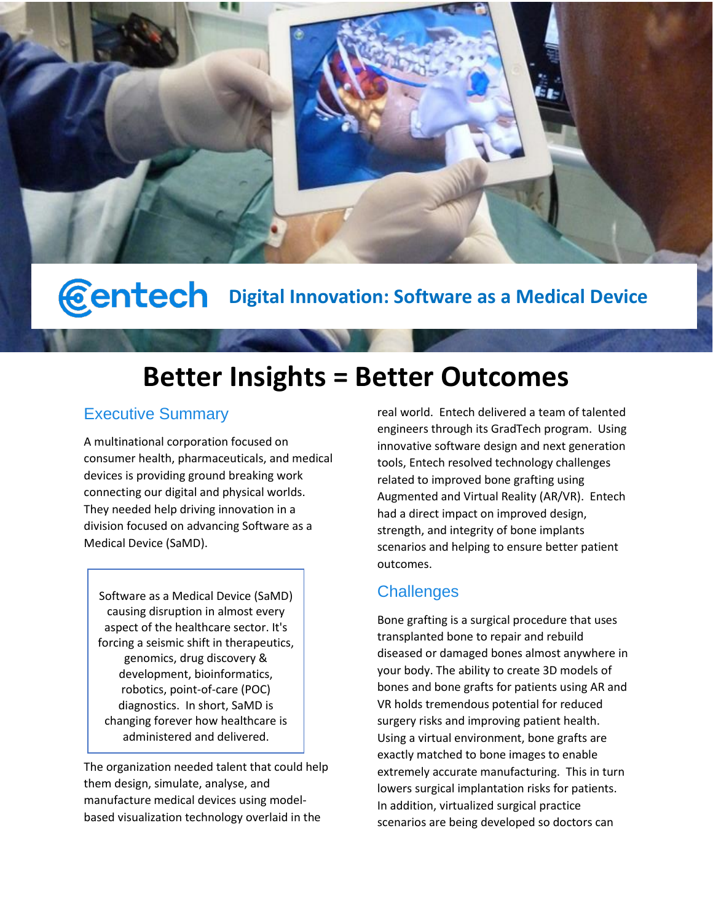entech **Digital Innovation: Software as a Medical Device**

# Better Insights = Better Outcomes

## Executive Summary

A multinational corporation focused on consumer health, pharmaceuticals, and medical devices is providing ground breaking work connecting our digital and physical worlds. They needed help driving innovation in a division focused on advancing Software as a Medical Device (SaMD).

> Software as a Medical Device (SaMD) causing disruption in almost every aspect of the healthcare sector. It's forcing a seismic shift in therapeutics, genomics, drug discovery & development, bioinformatics, robotics, point-of-care (POC) diagnostics. In short, SaMD is changing forever how healthcare is administered and delivered.

The organization needed talent that could help them design, simulate, analyse, and manufacture medical devices using model-based visualization technology overlaid in the real world. Entech delivered a team of talented engineers through its GradTech program. Using innovative software design and next generation tools, Entech resolved technology challenges related to improved bone grafting using Augmented and Virtual Reality (AR/VR). Entech had a direct impact on improved design, strength, and integrity of bone implants scenarios and helping to ensure better patient outcomes.

## Challenges

Bone grafting is a surgical procedure that uses transplanted bone to repair and rebuild diseased or damaged bones almost anywhere in your body. The ability to create 3D models of bones and bone grafts for patients using AR and VR holds tremendous potential for reduced surgery risks and improving patient health. Using a virtual environment, bone grafts are exactly matched to bone images to enable extremely accurate manufacturing. This in turn lowers surgical implantation risks for patients. In addition, virtualized surgical practice scenarios are being developed so doctors can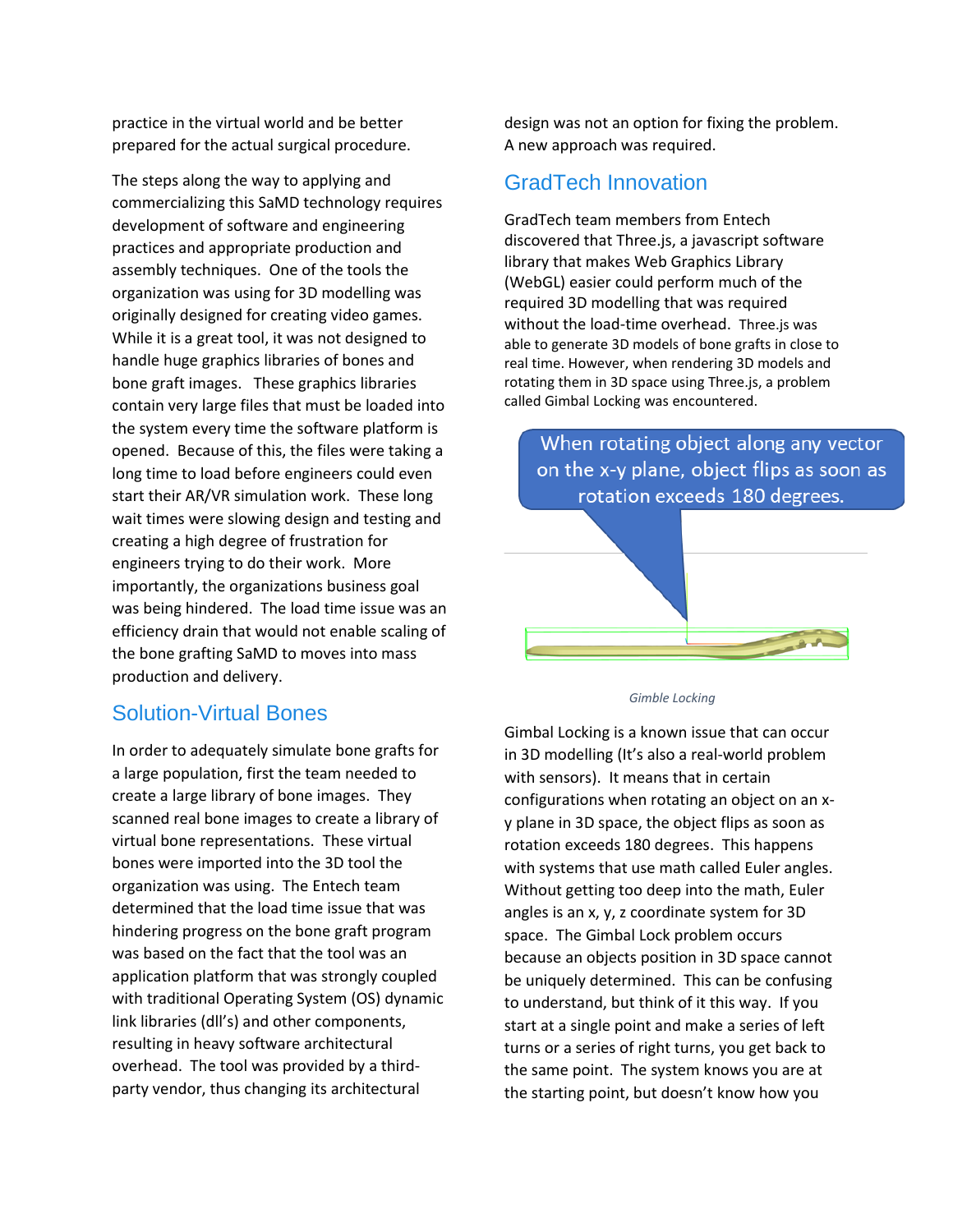practice in the virtual world and be better prepared for the actual surgical procedure.

The steps along the way to applying and commercializing this SaMD technology requires development of software and engineering practices and appropriate production and assembly techniques. One of the tools the organization was using for 3D modelling was originally designed for creating video games. While it is a great tool, it was not designed to handle huge graphics libraries of bones and bone graft images. These graphics libraries contain very large files that must be loaded into the system every time the software platform is opened. Because of this, the files were taking a long time to load before engineers could even start their AR/VR simulation work. These long wait times were slowing design and testing and creating a high degree of frustration for engineers trying to do their work. More importantly, the organizations business goal was being hindered. The load time issue was an efficiency drain that would not enable scaling of the bone grafting SaMD to moves into mass production and delivery.

## Solution-Virtual Bones

In order to adequately simulate bone grafts for a large population, first the team needed to create a large library of bone images. They scanned real bone images to create a library of virtual bone representations. These virtual bones were imported into the 3D tool the organization was using. The Entech team determined that the load time issue that was hindering progress on the bone graft program was based on the fact that the tool was an application platform that was strongly coupled with traditional Operating System (OS) dynamic link libraries (dll's) and other components, resulting in heavy software architectural overhead. The tool was provided by a third-party vendor, thus changing its architectural design was not an option for fixing the problem. A new approach was required.

## GradTech Innovation

GradTech team members from Entech discovered that Three.js, a javascript software library that makes Web Graphics Library (WebGL) easier could perform much of the required 3D modelling that was required without the load-time overhead. Three.js was able to generate 3D models of bone grafts in close to real time. However, when rendering 3D models and rotating them in 3D space using Three.js, a problem called Gimbal Locking was encountered.

When rotating object along any vector on the x-y plane, object flips as soon as rotation exceeds 180 degrees.

*Gimble Locking*

Gimbal Locking is a known issue that can occur in 3D modelling (It's also a real-world problem with sensors). It means that in certain configurations when rotating an object on an x-y plane in 3D space, the object flips as soon as rotation exceeds 180 degrees. This happens with systems that use math called Euler angles. Without getting too deep into the math, Euler angles is an x, y, z coordinate system for 3D space. The Gimbal Lock problem occurs because an objects position in 3D space cannot be uniquely determined. This can be confusing to understand, but think of it this way. If you start at a single point and make a series of left turns or a series of right turns, you get back to the same point. The system knows you are at the starting point, but doesn't know how you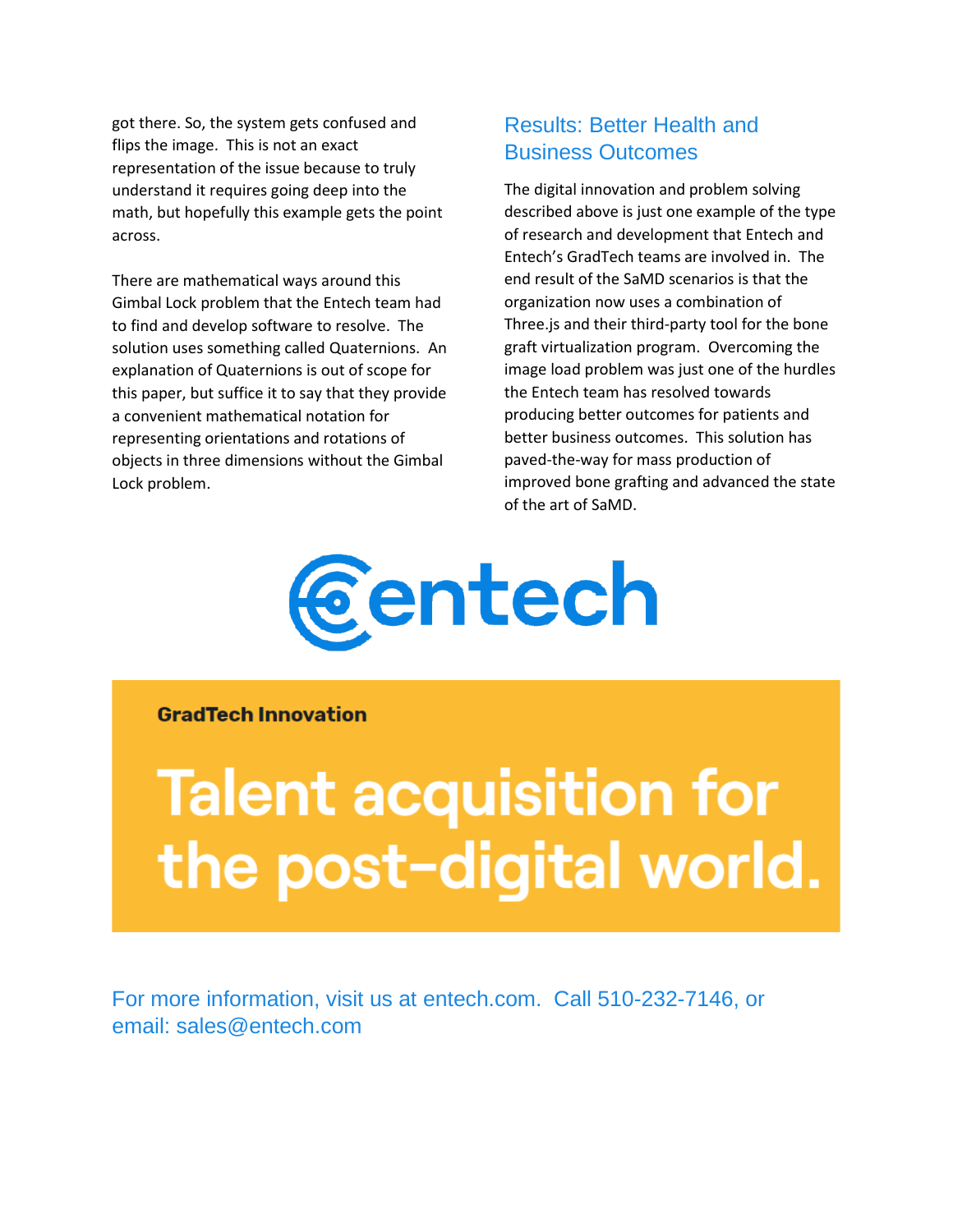got there. So, the system gets confused and flips the image. This is not an exact representation of the issue because to truly understand it requires going deep into the math, but hopefully this example gets the point across.

There are mathematical ways around this Gimbal Lock problem that the Entech team had to find and develop software to resolve. The solution uses something called Quaternions. An explanation of Quaternions is out of scope for this paper, but suffice it to say that they provide a convenient mathematical notation for representing orientations and rotations of objects in three dimensions without the Gimbal Lock problem.

## Results: Better Health and Business Outcomes

The digital innovation and problem solving described above is just one example of the type of research and development that Entech and Entech's GradTech teams are involved in. The end result of the SaMD scenarios is that the organization now uses a combination of Three.js and their third-party tool for the bone graft virtualization program. Overcoming the image load problem was just one of the hurdles the Entech team has resolved towards producing better outcomes for patients and better business outcomes. This solution has paved-the-way for mass production of improved bone grafting and advanced the state of the art of SaMD.

entech

**GradTech Innovation**

# Talent acquisition for the post-digital world.

For more information, visit us at entech.com. Call 510-232-7146, or email: sales@entech.com